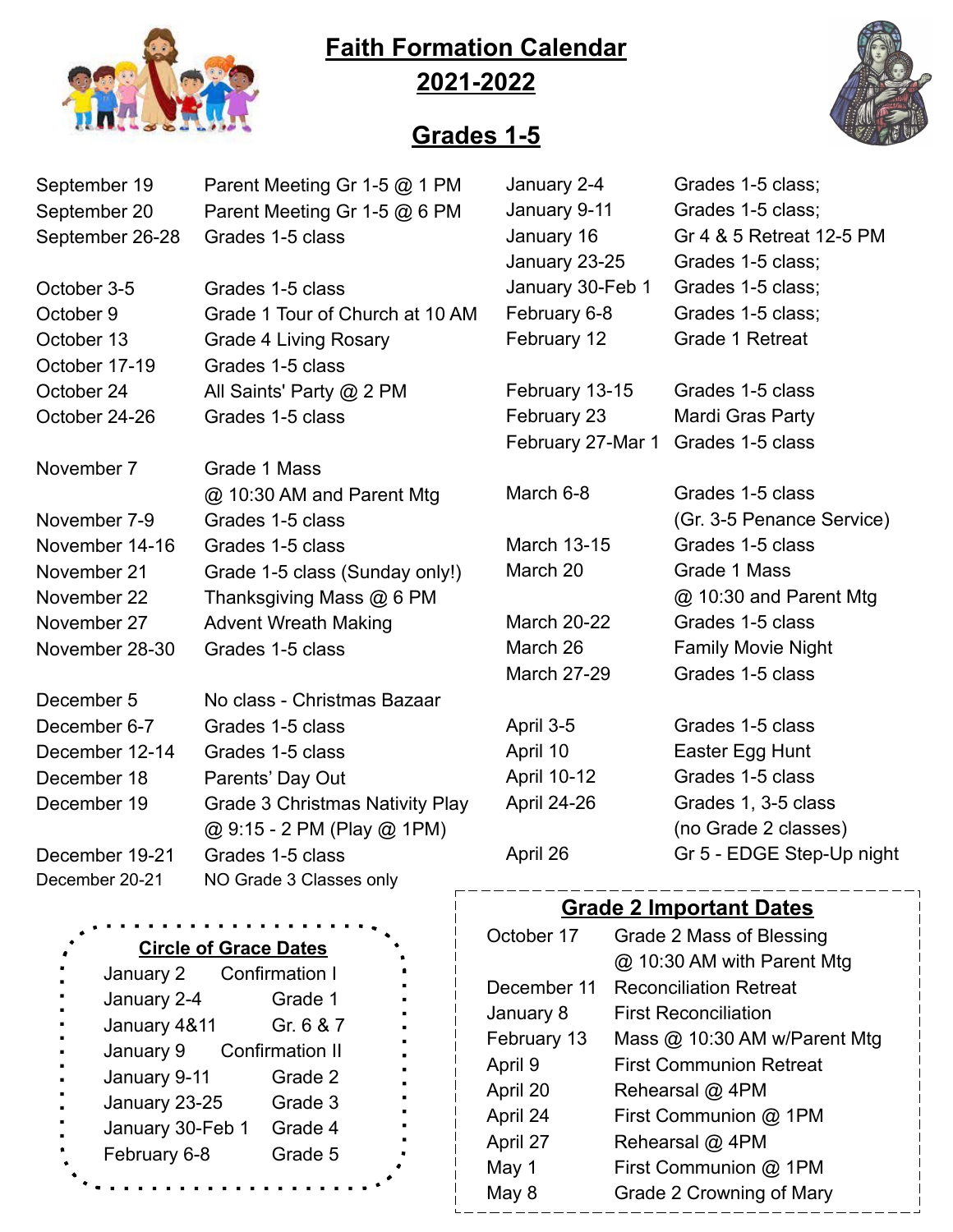# Faith Formation Calendar 2021-2022

## Grades 1-5

| Date | Event |
|---|---|
| September 19 | Parent Meeting Gr 1-5 @ 1 PM |
| September 20 | Parent Meeting Gr 1-5 @ 6 PM |
| September 26-28 | Grades 1-5 class |
| October 3-5 | Grades 1-5 class |
| October 9 | Grade 1 Tour of Church at 10 AM |
| October 13 | Grade 4 Living Rosary |
| October 17-19 | Grades 1-5 class |
| October 24 | All Saints' Party @ 2 PM |
| October 24-26 | Grades 1-5 class |
| November 7 | Grade 1 Mass @ 10:30 AM and Parent Mtg |
| November 7-9 | Grades 1-5 class |
| November 14-16 | Grades 1-5 class |
| November 21 | Grade 1-5 class (Sunday only!) |
| November 22 | Thanksgiving Mass @ 6 PM |
| November 27 | Advent Wreath Making |
| November 28-30 | Grades 1-5 class |
| December 5 | No class - Christmas Bazaar |
| December 6-7 | Grades 1-5 class |
| December 12-14 | Grades 1-5 class |
| December 18 | Parents' Day Out |
| December 19 | Grade 3 Christmas Nativity Play @ 9:15 - 2 PM (Play @ 1PM) |
| December 19-21 | Grades 1-5 class |
| December 20-21 | NO Grade 3 Classes only |
| January 2-4 | Grades 1-5 class; |
| January 9-11 | Grades 1-5 class; |
| January 16 | Gr 4 & 5 Retreat 12-5 PM |
| January 23-25 | Grades 1-5 class; |
| January 30-Feb 1 | Grades 1-5 class; |
| February 6-8 | Grades 1-5 class; |
| February 12 | Grade 1 Retreat |
| February 13-15 | Grades 1-5 class |
| February 23 | Mardi Gras Party |
| February 27-Mar 1 | Grades 1-5 class |
| March 6-8 | Grades 1-5 class (Gr. 3-5 Penance Service) |
| March 13-15 | Grades 1-5 class |
| March 20 | Grade 1 Mass @ 10:30 and Parent Mtg |
| March 20-22 | Grades 1-5 class |
| March 26 | Family Movie Night |
| March 27-29 | Grades 1-5 class |
| April 3-5 | Grades 1-5 class |
| April 10 | Easter Egg Hunt |
| April 10-12 | Grades 1-5 class |
| April 24-26 | Grades 1, 3-5 class (no Grade 2 classes) |
| April 26 | Gr 5 - EDGE Step-Up night |

### Circle of Grace Dates

| Date | Group |
|---|---|
| January 2 | Confirmation I |
| January 2-4 | Grade 1 |
| January 4&11 | Gr. 6 & 7 |
| January 9 | Confirmation II |
| January 9-11 | Grade 2 |
| January 23-25 | Grade 3 |
| January 30-Feb 1 | Grade 4 |
| February 6-8 | Grade 5 |

### Grade 2 Important Dates

| Date | Event |
|---|---|
| October 17 | Grade 2 Mass of Blessing @ 10:30 AM with Parent Mtg |
| December 11 | Reconciliation Retreat |
| January 8 | First Reconciliation |
| February 13 | Mass @ 10:30 AM w/Parent Mtg |
| April 9 | First Communion Retreat |
| April 20 | Rehearsal @ 4PM |
| April 24 | First Communion @ 1PM |
| April 27 | Rehearsal @ 4PM |
| May 1 | First Communion @ 1PM |
| May 8 | Grade 2 Crowning of Mary |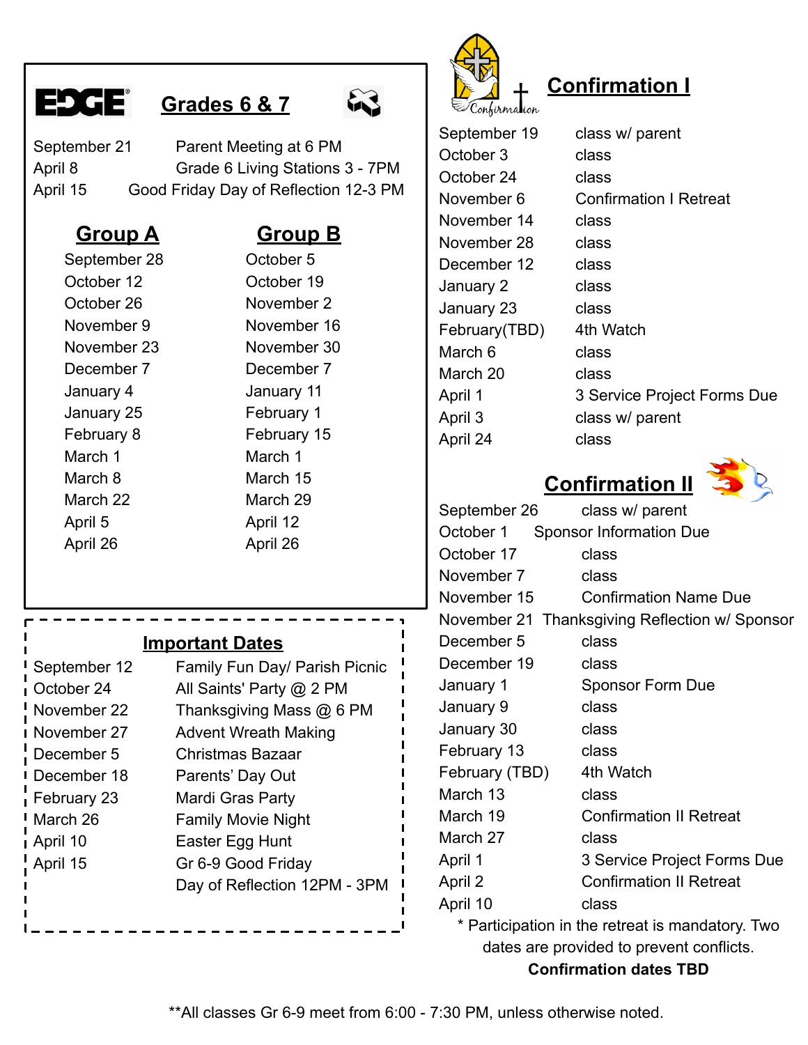## EDGE Grades 6 & 7

| | |
|---|---|
| September 21 | Parent Meeting at 6 PM |
| April 8 | Grade 6 Living Stations 3 - 7PM |
| April 15 | Good Friday Day of Reflection 12-3 PM |

| Group A | Group B |
|---|---|
| September 28 | October 5 |
| October 12 | October 19 |
| October 26 | November 2 |
| November 9 | November 16 |
| November 23 | November 30 |
| December 7 | December 7 |
| January 4 | January 11 |
| January 25 | February 1 |
| February 8 | February 15 |
| March 1 | March 1 |
| March 8 | March 15 |
| March 22 | March 29 |
| April 5 | April 12 |
| April 26 | April 26 |

## Important Dates

| | |
|---|---|
| September 12 | Family Fun Day/ Parish Picnic |
| October 24 | All Saints' Party @ 2 PM |
| November 22 | Thanksgiving Mass @ 6 PM |
| November 27 | Advent Wreath Making |
| December 5 | Christmas Bazaar |
| December 18 | Parents' Day Out |
| February 23 | Mardi Gras Party |
| March 26 | Family Movie Night |
| April 10 | Easter Egg Hunt |
| April 15 | Gr 6-9 Good Friday Day of Reflection 12PM - 3PM |

## Confirmation I

| | |
|---|---|
| September 19 | class w/ parent |
| October 3 | class |
| October 24 | class |
| November 6 | Confirmation I Retreat |
| November 14 | class |
| November 28 | class |
| December 12 | class |
| January 2 | class |
| January 23 | class |
| February(TBD) | 4th Watch |
| March 6 | class |
| March 20 | class |
| April 1 | 3 Service Project Forms Due |
| April 3 | class w/ parent |
| April 24 | class |

## Confirmation II

| | |
|---|---|
| September 26 | class w/ parent |
| October 1 | Sponsor Information Due |
| October 17 | class |
| November 7 | class |
| November 15 | Confirmation Name Due |
| November 21 | Thanksgiving Reflection w/ Sponsor |
| December 5 | class |
| December 19 | class |
| January 1 | Sponsor Form Due |
| January 9 | class |
| January 30 | class |
| February 13 | class |
| February (TBD) | 4th Watch |
| March 13 | class |
| March 19 | Confirmation II Retreat |
| March 27 | class |
| April 1 | 3 Service Project Forms Due |
| April 2 | Confirmation II Retreat |
| April 10 | class |

* Participation in the retreat is mandatory. Two dates are provided to prevent conflicts.

**Confirmation dates TBD**

**All classes Gr 6-9 meet from 6:00 - 7:30 PM, unless otherwise noted.